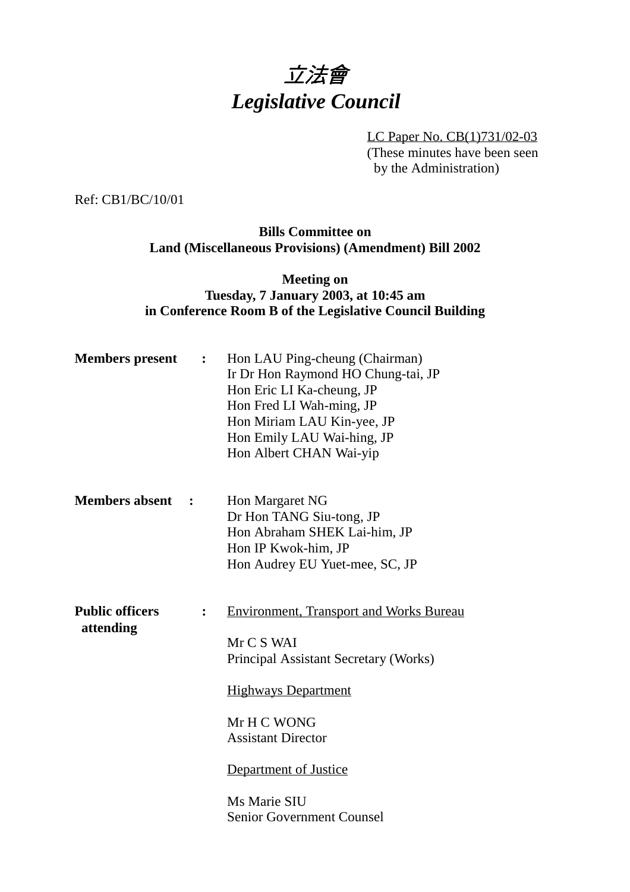# *立法會*
# *Legislative Council*

LC Paper No. CB(1)731/02-03
(These minutes have been seen by the Administration)

Ref: CB1/BC/10/01

**Bills Committee on**
**Land (Miscellaneous Provisions) (Amendment) Bill 2002**

**Meeting on**
**Tuesday, 7 January 2003, at 10:45 am**
**in Conference Room B of the Legislative Council Building**

**Members present :**

Hon LAU Ping-cheung (Chairman)
Ir Dr Hon Raymond HO Chung-tai, JP
Hon Eric LI Ka-cheung, JP
Hon Fred LI Wah-ming, JP
Hon Miriam LAU Kin-yee, JP
Hon Emily LAU Wai-hing, JP
Hon Albert CHAN Wai-yip

**Members absent :**

Hon Margaret NG
Dr Hon TANG Siu-tong, JP
Hon Abraham SHEK Lai-him, JP
Hon IP Kwok-him, JP
Hon Audrey EU Yuet-mee, SC, JP

**Public officers attending :**

Environment, Transport and Works Bureau

Mr C S WAI
Principal Assistant Secretary (Works)

Highways Department

Mr H C WONG
Assistant Director

Department of Justice

Ms Marie SIU
Senior Government Counsel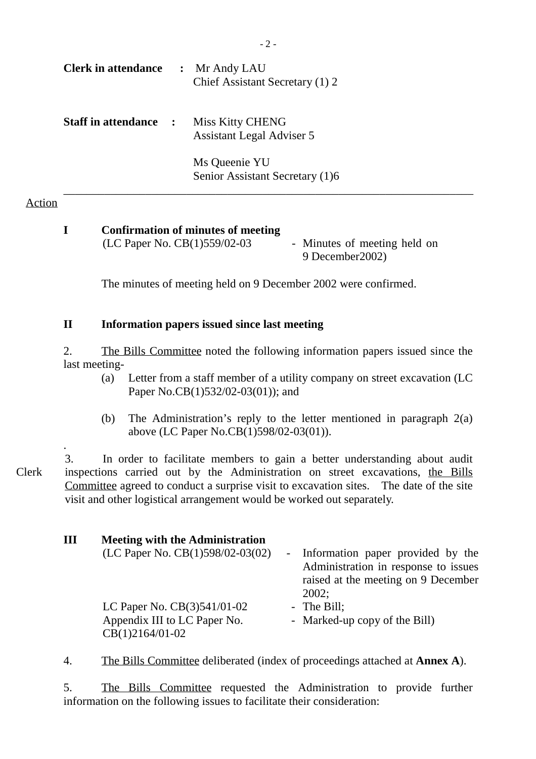**Clerk in attendance** : Mr Andy LAU
Chief Assistant Secretary (1) 2

**Staff in attendance** : Miss Kitty CHENG
Assistant Legal Adviser 5

Ms Queenie YU
Senior Assistant Secretary (1)6

---

Action

**I Confirmation of minutes of meeting**

(LC Paper No. CB(1)559/02-03 - Minutes of meeting held on 9 December2002)

The minutes of meeting held on 9 December 2002 were confirmed.

**II Information papers issued since last meeting**

2. The Bills Committee noted the following information papers issued since the last meeting-

(a) Letter from a staff member of a utility company on street excavation (LC Paper No.CB(1)532/02-03(01)); and

(b) The Administration's reply to the letter mentioned in paragraph 2(a) above (LC Paper No.CB(1)598/02-03(01)).

Clerk

3. In order to facilitate members to gain a better understanding about audit inspections carried out by the Administration on street excavations, the Bills Committee agreed to conduct a surprise visit to excavation sites. The date of the site visit and other logistical arrangement would be worked out separately.

**III Meeting with the Administration**

(LC Paper No. CB(1)598/02-03(02) - Information paper provided by the Administration in response to issues raised at the meeting on 9 December 2002;

LC Paper No. CB(3)541/01-02 - The Bill;

Appendix III to LC Paper No. CB(1)2164/01-02 - Marked-up copy of the Bill)

4. The Bills Committee deliberated (index of proceedings attached at **Annex A**).

5. The Bills Committee requested the Administration to provide further information on the following issues to facilitate their consideration: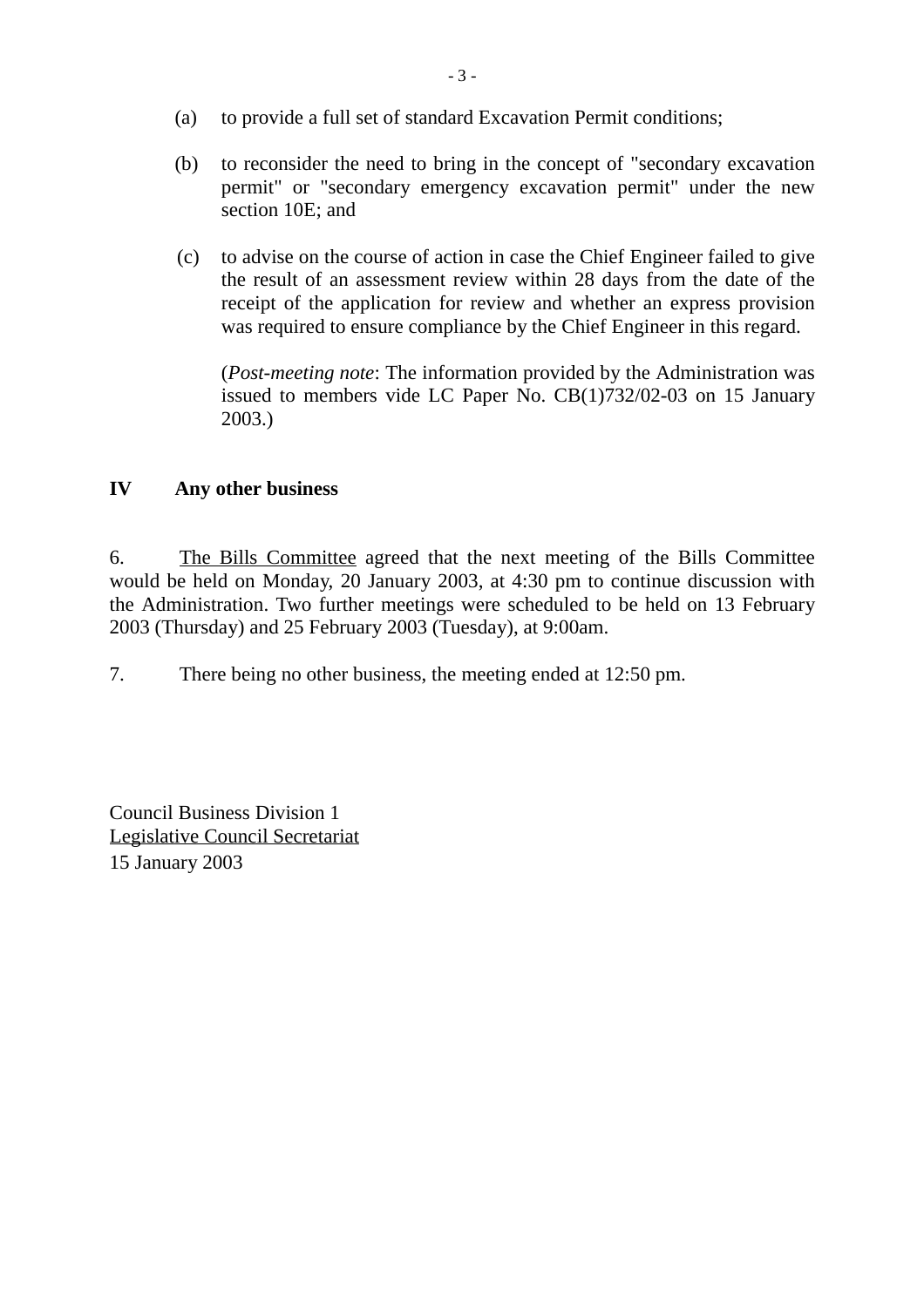(a) to provide a full set of standard Excavation Permit conditions;

(b) to reconsider the need to bring in the concept of "secondary excavation permit" or "secondary emergency excavation permit" under the new section 10E; and

(c) to advise on the course of action in case the Chief Engineer failed to give the result of an assessment review within 28 days from the date of the receipt of the application for review and whether an express provision was required to ensure compliance by the Chief Engineer in this regard.

(*Post-meeting note*: The information provided by the Administration was issued to members vide LC Paper No. CB(1)732/02-03 on 15 January 2003.)

## IV Any other business

6. The Bills Committee agreed that the next meeting of the Bills Committee would be held on Monday, 20 January 2003, at 4:30 pm to continue discussion with the Administration. Two further meetings were scheduled to be held on 13 February 2003 (Thursday) and 25 February 2003 (Tuesday), at 9:00am.

7. There being no other business, the meeting ended at 12:50 pm.

Council Business Division 1
Legislative Council Secretariat
15 January 2003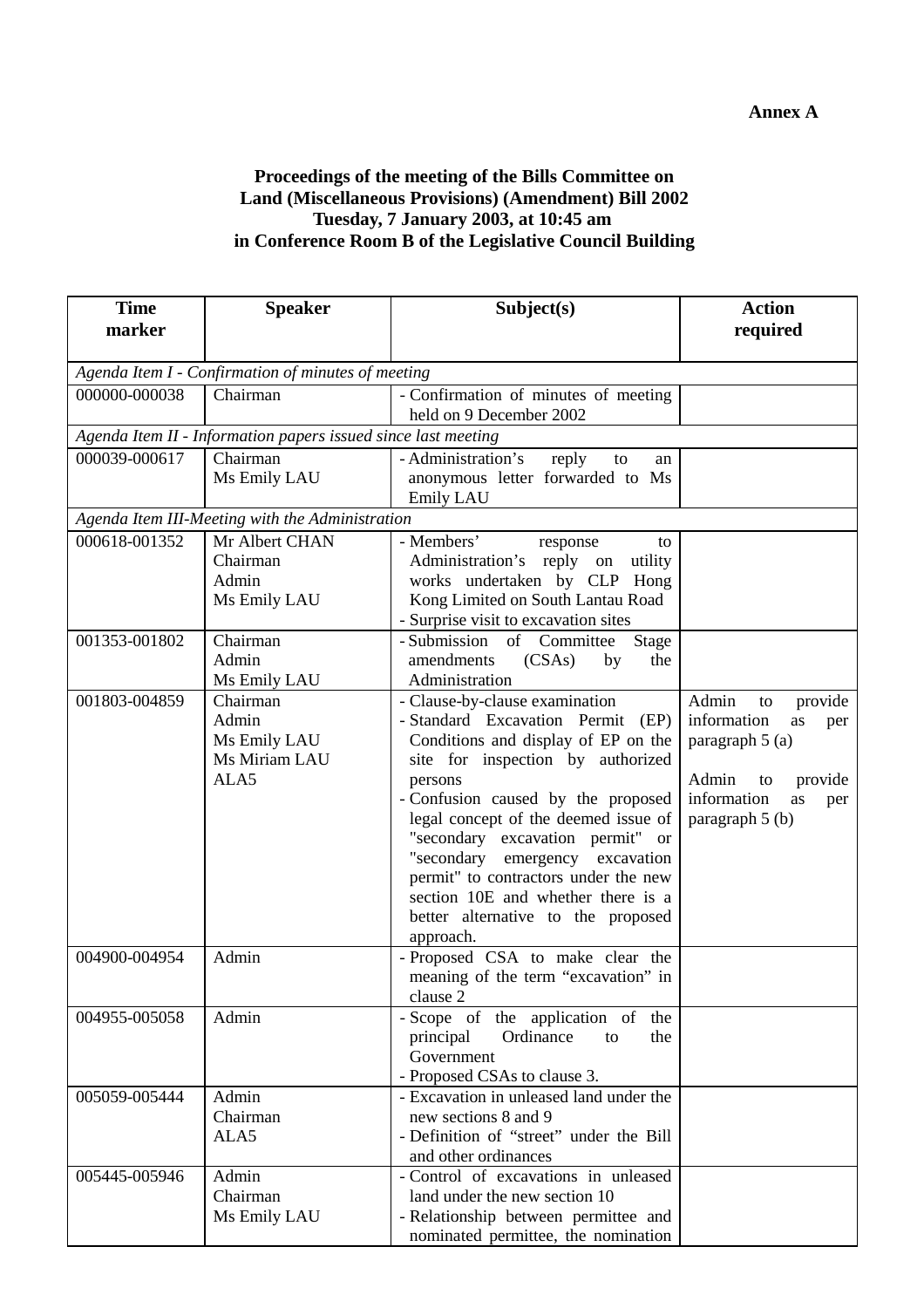**Annex A**

**Proceedings of the meeting of the Bills Committee on Land (Miscellaneous Provisions) (Amendment) Bill 2002 Tuesday, 7 January 2003, at 10:45 am in Conference Room B of the Legislative Council Building**

| Time marker | Speaker | Subject(s) | Action required |
|---|---|---|---|
| *Agenda Item I - Confirmation of minutes of meeting* | | | |
| 000000-000038 | Chairman | - Confirmation of minutes of meeting held on 9 December 2002 | |
| *Agenda Item II - Information papers issued since last meeting* | | | |
| 000039-000617 | Chairman<br>Ms Emily LAU | - Administration's reply to an anonymous letter forwarded to Ms Emily LAU | |
| *Agenda Item III-Meeting with the Administration* | | | |
| 000618-001352 | Mr Albert CHAN<br>Chairman<br>Admin<br>Ms Emily LAU | - Members' response to Administration's reply on utility works undertaken by CLP Hong Kong Limited on South Lantau Road<br>- Surprise visit to excavation sites | |
| 001353-001802 | Chairman<br>Admin<br>Ms Emily LAU | - Submission of Committee Stage amendments (CSAs) by the Administration | |
| 001803-004859 | Chairman<br>Admin<br>Ms Emily LAU<br>Ms Miriam LAU<br>ALA5 | - Clause-by-clause examination<br>- Standard Excavation Permit (EP) Conditions and display of EP on the site for inspection by authorized persons<br>- Confusion caused by the proposed legal concept of the deemed issue of "secondary excavation permit" or "secondary emergency excavation permit" to contractors under the new section 10E and whether there is a better alternative to the proposed approach. | Admin to provide information as per paragraph 5 (a)<br><br>Admin to provide information as per paragraph 5 (b) |
| 004900-004954 | Admin | - Proposed CSA to make clear the meaning of the term "excavation" in clause 2 | |
| 004955-005058 | Admin | - Scope of the application of the principal Ordinance to the Government<br>- Proposed CSAs to clause 3. | |
| 005059-005444 | Admin<br>Chairman<br>ALA5 | - Excavation in unleased land under the new sections 8 and 9<br>- Definition of "street" under the Bill and other ordinances | |
| 005445-005946 | Admin<br>Chairman<br>Ms Emily LAU | - Control of excavations in unleased land under the new section 10<br>- Relationship between permittee and nominated permittee, the nomination | |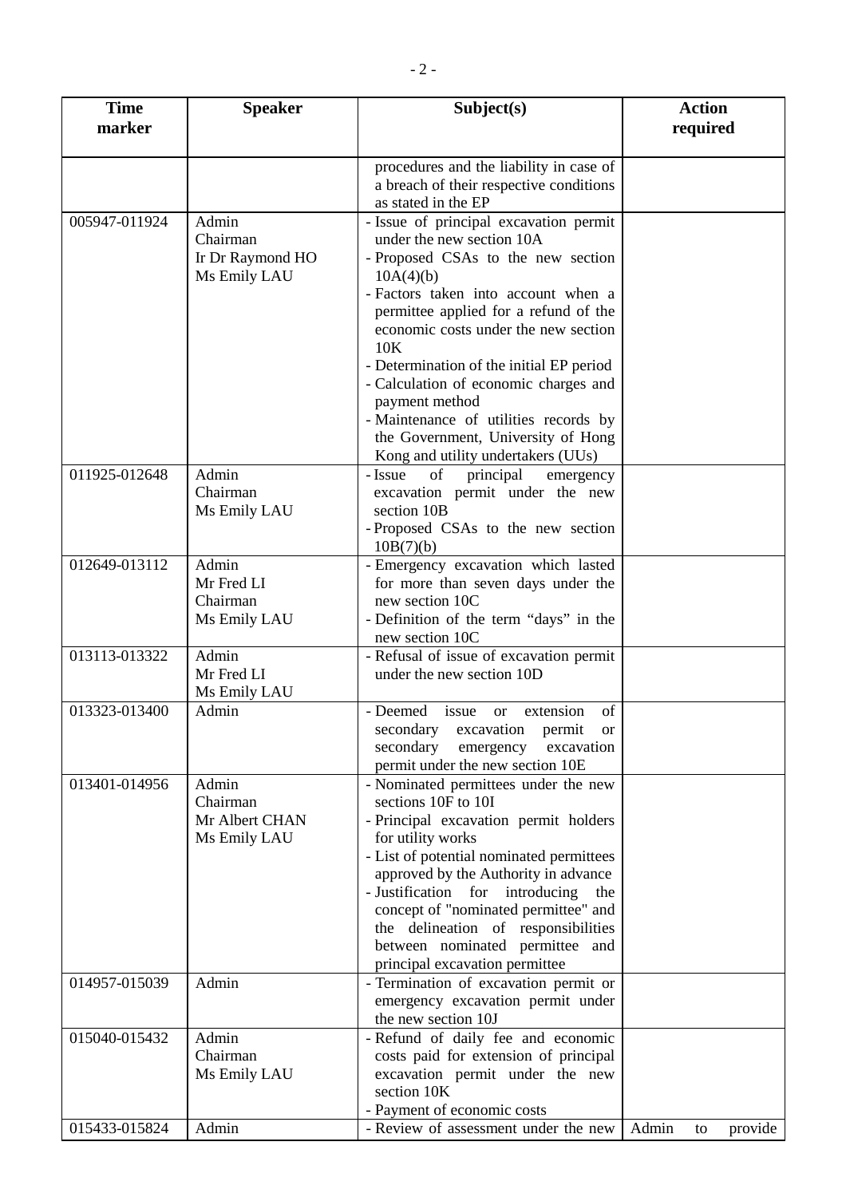| Time marker | Speaker | Subject(s) | Action required |
|---|---|---|---|
| | | procedures and the liability in case of a breach of their respective conditions as stated in the EP | |
| 005947-011924 | Admin<br>Chairman<br>Ir Dr Raymond HO<br>Ms Emily LAU | - Issue of principal excavation permit under the new section 10A<br>- Proposed CSAs to the new section 10A(4)(b)<br>- Factors taken into account when a permittee applied for a refund of the economic costs under the new section 10K<br>- Determination of the initial EP period<br>- Calculation of economic charges and payment method<br>- Maintenance of utilities records by the Government, University of Hong Kong and utility undertakers (UUs) | |
| 011925-012648 | Admin<br>Chairman<br>Ms Emily LAU | - Issue of principal emergency excavation permit under the new section 10B<br>- Proposed CSAs to the new section 10B(7)(b) | |
| 012649-013112 | Admin<br>Mr Fred LI<br>Chairman<br>Ms Emily LAU | - Emergency excavation which lasted for more than seven days under the new section 10C<br>- Definition of the term "days" in the new section 10C | |
| 013113-013322 | Admin<br>Mr Fred LI<br>Ms Emily LAU | - Refusal of issue of excavation permit under the new section 10D | |
| 013323-013400 | Admin | - Deemed issue or extension of secondary excavation permit or secondary emergency excavation permit under the new section 10E | |
| 013401-014956 | Admin<br>Chairman<br>Mr Albert CHAN<br>Ms Emily LAU | - Nominated permittees under the new sections 10F to 10I<br>- Principal excavation permit holders for utility works<br>- List of potential nominated permittees approved by the Authority in advance<br>- Justification for introducing the concept of "nominated permittee" and the delineation of responsibilities between nominated permittee and principal excavation permittee | |
| 014957-015039 | Admin | - Termination of excavation permit or emergency excavation permit under the new section 10J | |
| 015040-015432 | Admin<br>Chairman<br>Ms Emily LAU | - Refund of daily fee and economic costs paid for extension of principal excavation permit under the new section 10K<br>- Payment of economic costs | |
| 015433-015824 | Admin | - Review of assessment under the new | Admin to provide |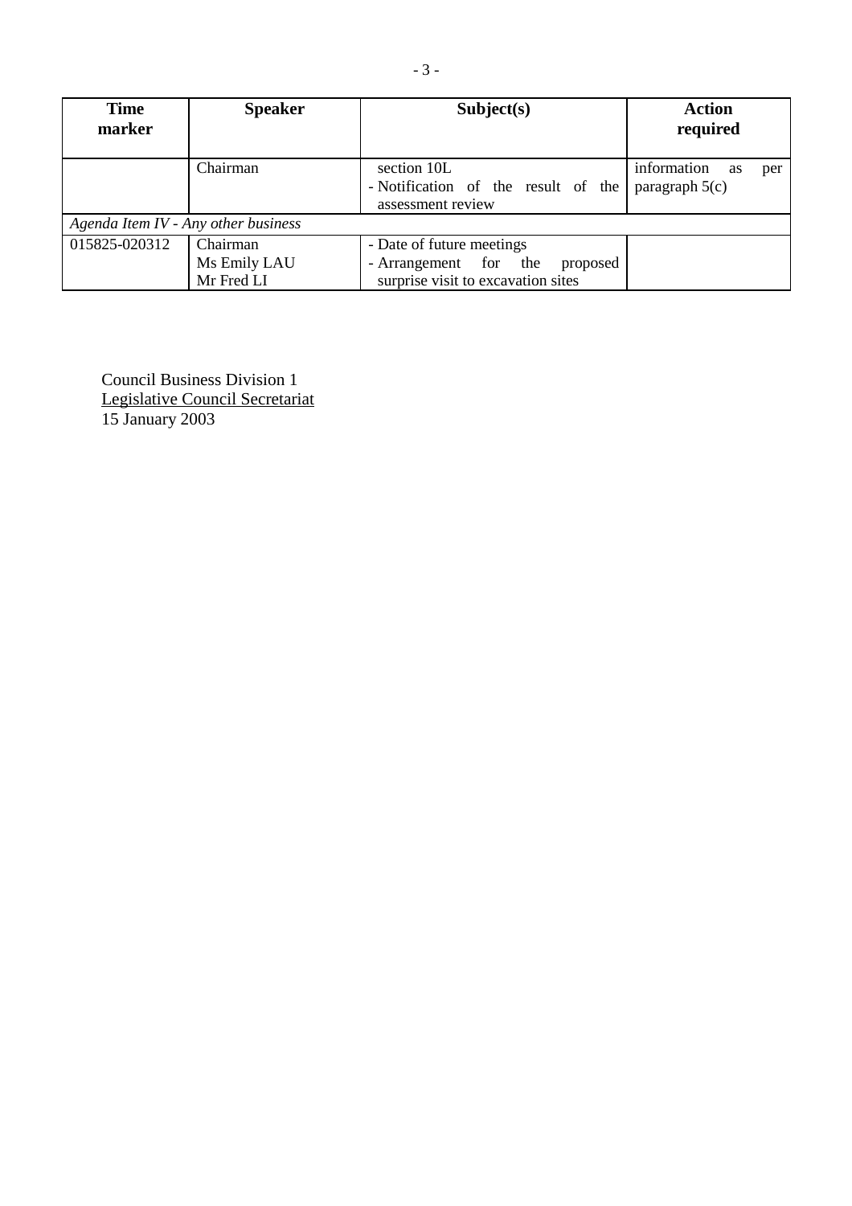| Time marker | Speaker | Subject(s) | Action required |
|---|---|---|---|
| | Chairman | section 10L<br>- Notification of the result of the assessment review | information as per paragraph 5(c) |
| *Agenda Item IV - Any other business* | | | |
| 015825-020312 | Chairman<br>Ms Emily LAU<br>Mr Fred LI | - Date of future meetings<br>- Arrangement for the proposed surprise visit to excavation sites | |

Council Business Division 1
Legislative Council Secretariat
15 January 2003